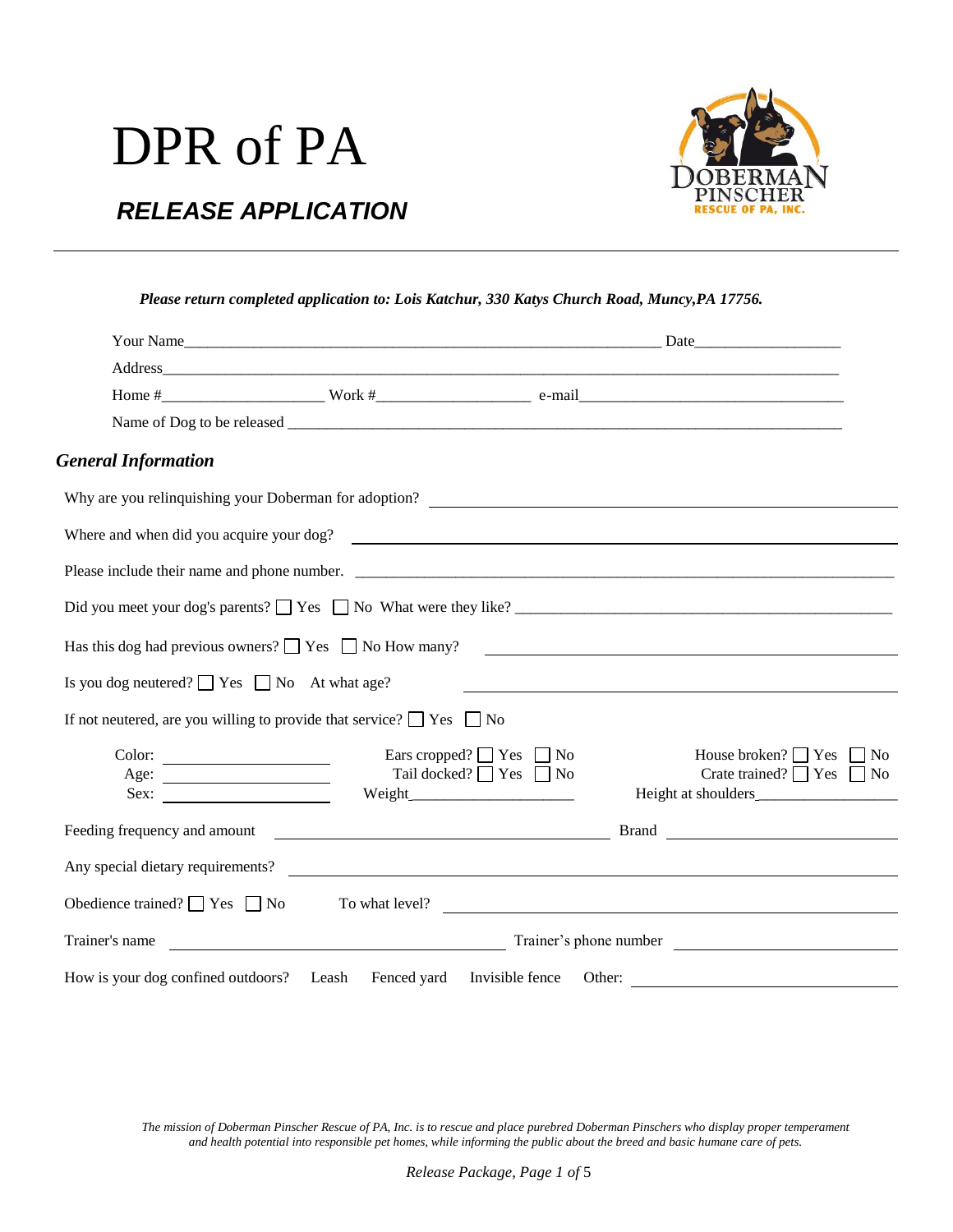# DPR of PA

## *RELEASE APPLICATION*

***Please return completed application to: Lois Katchur, 330 Katys Church Road, Muncy,PA 17756.***

Your Name_____________________________________________ Date________________

Address________________________________________________________________

Home #___________________ Work #__________________ e-mail___________________________

Name of Dog to be released ______________________________________________________

## *General Information*

Why are you relinquishing your Doberman for adoption? ______________________________

Where and when did you acquire your dog? ______________________________

Please include their name and phone number. ______________________________

Did you meet your dog's parents? ☐ Yes ☐ No What were they like? ______________________________

Has this dog had previous owners? ☐ Yes ☐ No How many? ______________________________

Is you dog neutered? ☐ Yes ☐ No At what age? ______________________________

If not neutered, are you willing to provide that service? ☐ Yes ☐ No

Color: ________________ Ears cropped? ☐ Yes ☐ No House broken? ☐ Yes ☐ No

Age: ________________ Tail docked? ☐ Yes ☐ No Crate trained? ☐ Yes ☐ No

Sex: ________________ Weight________________ Height at shoulders________________

Feeding frequency and amount ______________________________ Brand ________________

Any special dietary requirements? ______________________________

Obedience trained? ☐ Yes ☐ No To what level? ______________________________

Trainer's name ______________________________ Trainer's phone number ________________

How is your dog confined outdoors? Leash Fenced yard Invisible fence Other: ________________

*The mission of Doberman Pinscher Rescue of PA, Inc. is to rescue and place purebred Doberman Pinschers who display proper temperament and health potential into responsible pet homes, while informing the public about the breed and basic humane care of pets.*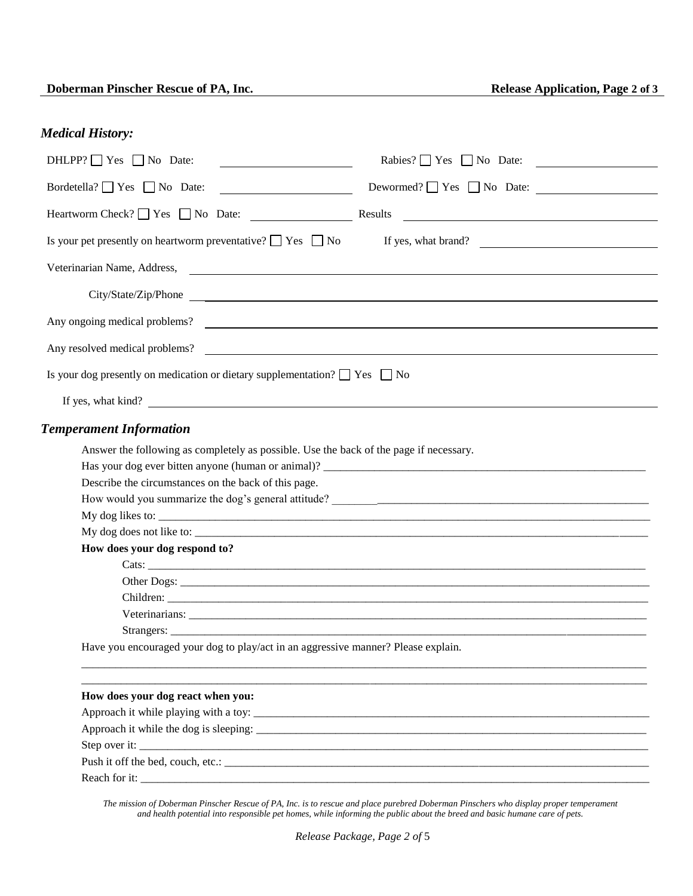## *Medical History:*

DHLPP? ☐ Yes ☐ No Date: ____________________ Rabies? ☐ Yes ☐ No Date: ____________________

Bordetella? ☐ Yes ☐ No Date: ____________________ Dewormed? ☐ Yes ☐ No Date: ____________________

Heartworm Check? ☐ Yes ☐ No Date: ________________ Results ____________________________________

Is your pet presently on heartworm preventative? ☐ Yes ☐ No If yes, what brand? ____________________

Veterinarian Name, Address, ____________________________________________________________

City/State/Zip/Phone ____________________________________________________________

Any ongoing medical problems? ____________________________________________________________

Any resolved medical problems? ____________________________________________________________

Is your dog presently on medication or dietary supplementation? ☐ Yes ☐ No

If yes, what kind? ____________________________________________________________

## *Temperament Information*

Answer the following as completely as possible. Use the back of the page if necessary.

Has your dog ever bitten anyone (human or animal)? ______________________________________________

Describe the circumstances on the back of this page.

How would you summarize the dog's general attitude? ______________________________________________

My dog likes to: ____________________________________________________________

My dog does not like to: ____________________________________________________________

**How does your dog respond to?**

Cats: ____________________________________________________________

Other Dogs: ____________________________________________________________

Children: ____________________________________________________________

Veterinarians: ____________________________________________________________

Strangers: ____________________________________________________________

Have you encouraged your dog to play/act in an aggressive manner? Please explain.

____________________________________________________________

____________________________________________________________

**How does your dog react when you:**

Approach it while playing with a toy: ______________________________________________

Approach it while the dog is sleeping: ______________________________________________

Step over it: ____________________________________________________________

Push it off the bed, couch, etc.: ______________________________________________

Reach for it: ____________________________________________________________

*The mission of Doberman Pinscher Rescue of PA, Inc. is to rescue and place purebred Doberman Pinschers who display proper temperament and health potential into responsible pet homes, while informing the public about the breed and basic humane care of pets.*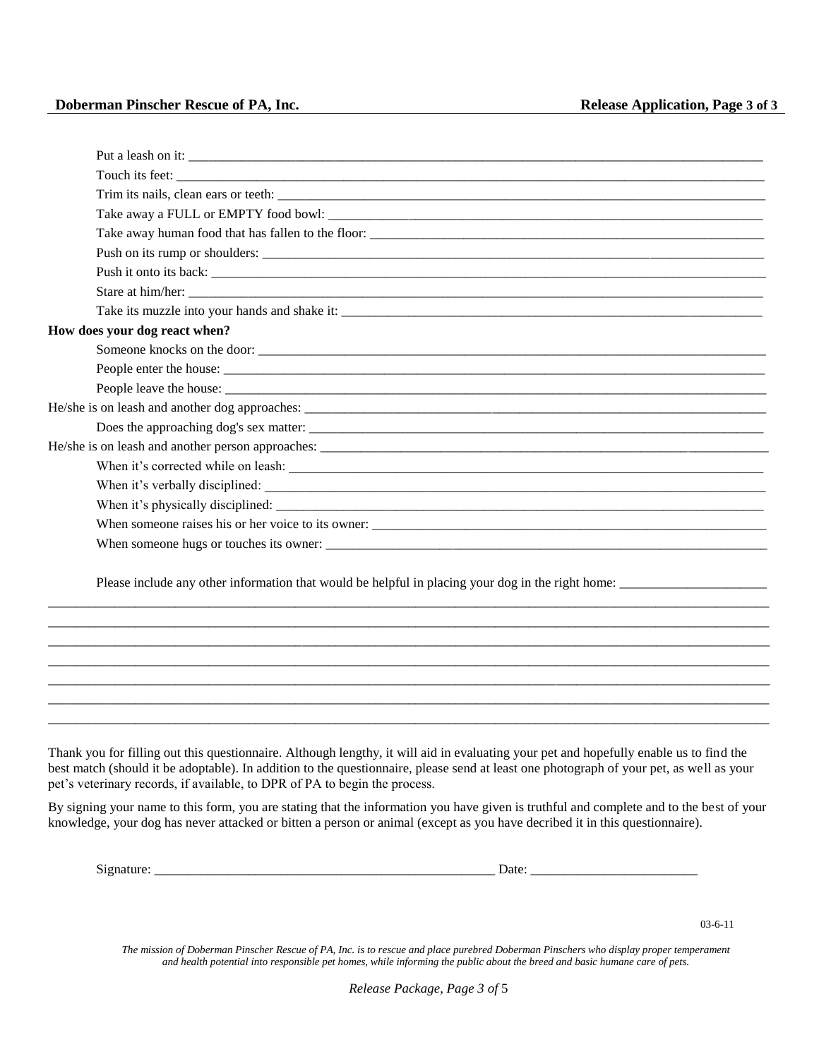Put a leash on it: ___________________________________________________________________________

Touch its feet: ______________________________________________________________________________

Trim its nails, clean ears or teeth: ______________________________________________________________

Take away a FULL or EMPTY food bowl: _________________________________________________________

Take away human food that has fallen to the floor: _________________________________________________

Push on its rump or shoulders: _________________________________________________________________

Push it onto its back: _________________________________________________________________________

Stare at him/her: _____________________________________________________________________________

Take its muzzle into your hands and shake it: _____________________________________________________

**How does your dog react when?**

Someone knocks on the door: ___________________________________________________________________

People enter the house: ________________________________________________________________________

People leave the house: ________________________________________________________________________

He/she is on leash and another dog approaches: ____________________________________________________

Does the approaching dog's sex matter: ____________________________________________________________

He/she is on leash and another person approaches: __________________________________________________

When it's corrected while on leash: _______________________________________________________________

When it's verbally disciplined: __________________________________________________________________

When it's physically disciplined: _________________________________________________________________

When someone raises his or her voice to its owner: __________________________________________________

When someone hugs or touches its owner: _________________________________________________________

Please include any other information that would be helpful in placing your dog in the right home: ______________________

_____________________________________________________________________________________________

_____________________________________________________________________________________________

_____________________________________________________________________________________________

_____________________________________________________________________________________________

_____________________________________________________________________________________________

_____________________________________________________________________________________________

_____________________________________________________________________________________________

Thank you for filling out this questionnaire. Although lengthy, it will aid in evaluating your pet and hopefully enable us to find the best match (should it be adoptable). In addition to the questionnaire, please send at least one photograph of your pet, as well as your pet's veterinary records, if available, to DPR of PA to begin the process.

By signing your name to this form, you are stating that the information you have given is truthful and complete and to the best of your knowledge, your dog has never attacked or bitten a person or animal (except as you have decribed it in this questionnaire).

Signature: ____________________________________________________ Date: _________________________

03-6-11

*The mission of Doberman Pinscher Rescue of PA, Inc. is to rescue and place purebred Doberman Pinschers who display proper temperament and health potential into responsible pet homes, while informing the public about the breed and basic humane care of pets.*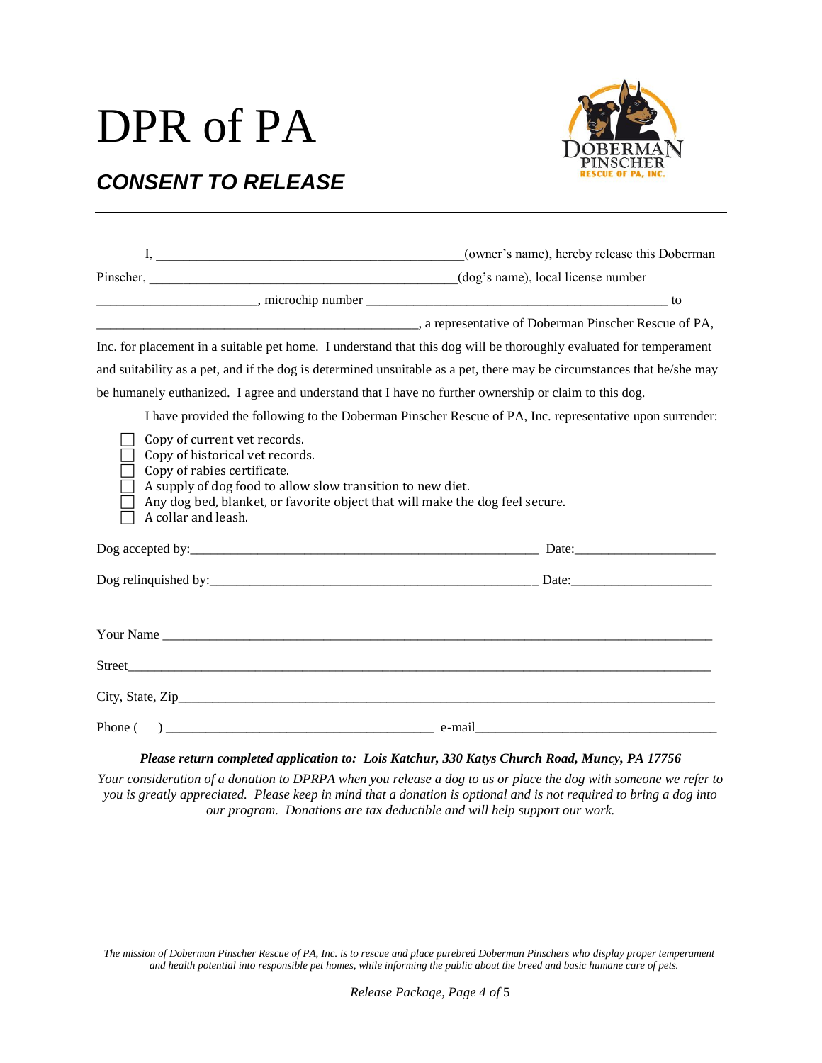# DPR of PA

## *CONSENT TO RELEASE*

---

I, _____________________________________________(owner's name), hereby release this Doberman Pinscher, _____________________________________________(dog's name), local license number _______________________, microchip number ____________________________________________ to _______________________________________________, a representative of Doberman Pinscher Rescue of PA, Inc. for placement in a suitable pet home. I understand that this dog will be thoroughly evaluated for temperament and suitability as a pet, and if the dog is determined unsuitable as a pet, there may be circumstances that he/she may be humanely euthanized. I agree and understand that I have no further ownership or claim to this dog.

I have provided the following to the Doberman Pinscher Rescue of PA, Inc. representative upon surrender:

- [ ] Copy of current vet records.
- [ ] Copy of historical vet records.
- [ ] Copy of rabies certificate.
- [ ] A supply of dog food to allow slow transition to new diet.
- [ ] Any dog bed, blanket, or favorite object that will make the dog feel secure.
- [ ] A collar and leash.

Dog accepted by:_______________________________________________________ Date:_____________________

Dog relinquished by:___________________________________________________ Date:_____________________

Your Name ___________________________________________________________________________________

Street_______________________________________________________________________________________

City, State, Zip_______________________________________________________________________________

Phone (     ) _______________________________________ e-mail____________________________________

***Please return completed application to: Lois Katchur, 330 Katys Church Road, Muncy, PA 17756***

*Your consideration of a donation to DPRPA when you release a dog to us or place the dog with someone we refer to you is greatly appreciated. Please keep in mind that a donation is optional and is not required to bring a dog into our program. Donations are tax deductible and will help support our work.*

*The mission of Doberman Pinscher Rescue of PA, Inc. is to rescue and place purebred Doberman Pinschers who display proper temperament and health potential into responsible pet homes, while informing the public about the breed and basic humane care of pets.*